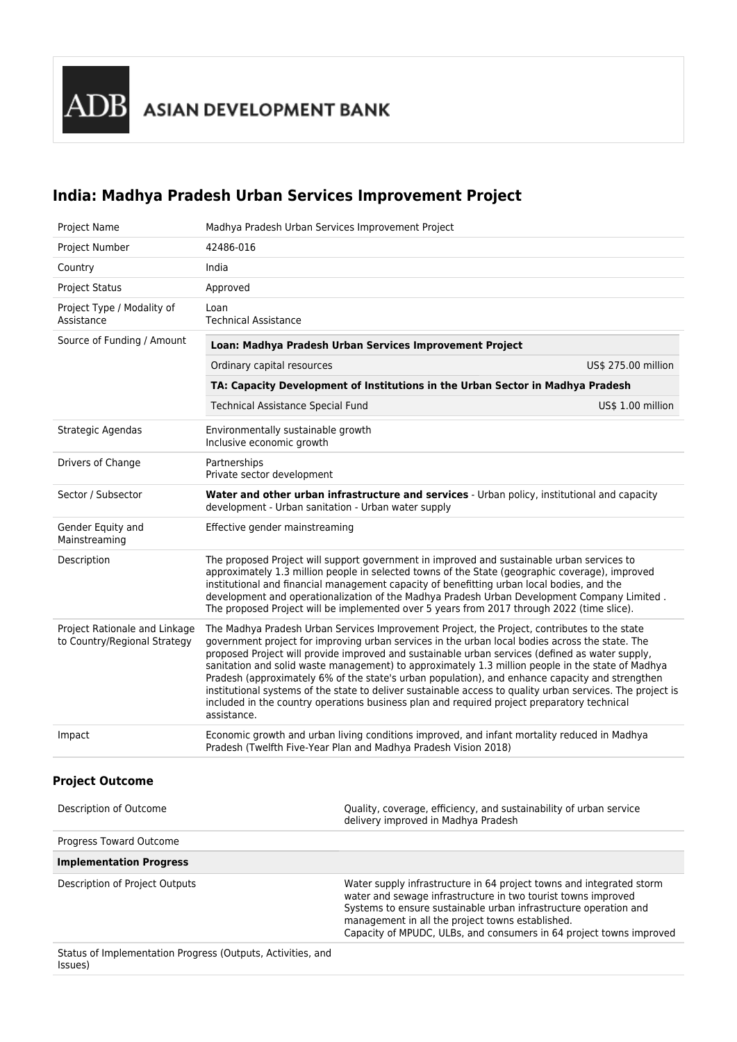ADB ASIAN DEVELOPMENT BANK

# India: Madhya Pradesh Urban Services Improvement Project

| | |
|---|---|
| Project Name | Madhya Pradesh Urban Services Improvement Project |
| Project Number | 42486-016 |
| Country | India |
| Project Status | Approved |
| Project Type / Modality of Assistance | Loan<br>Technical Assistance |
| Source of Funding / Amount | **Loan: Madhya Pradesh Urban Services Improvement Project**<br>Ordinary capital resources — US$ 275.00 million<br>**TA: Capacity Development of Institutions in the Urban Sector in Madhya Pradesh**<br>Technical Assistance Special Fund — US$ 1.00 million |
| Strategic Agendas | Environmentally sustainable growth<br>Inclusive economic growth |
| Drivers of Change | Partnerships<br>Private sector development |
| Sector / Subsector | **Water and other urban infrastructure and services** - Urban policy, institutional and capacity development - Urban sanitation - Urban water supply |
| Gender Equity and Mainstreaming | Effective gender mainstreaming |
| Description | The proposed Project will support government in improved and sustainable urban services to approximately 1.3 million people in selected towns of the State (geographic coverage), improved institutional and financial management capacity of benefitting urban local bodies, and the development and operationalization of the Madhya Pradesh Urban Development Company Limited . The proposed Project will be implemented over 5 years from 2017 through 2022 (time slice). |
| Project Rationale and Linkage to Country/Regional Strategy | The Madhya Pradesh Urban Services Improvement Project, the Project, contributes to the state government project for improving urban services in the urban local bodies across the state. The proposed Project will provide improved and sustainable urban services (defined as water supply, sanitation and solid waste management) to approximately 1.3 million people in the state of Madhya Pradesh (approximately 6% of the state's urban population), and enhance capacity and strengthen institutional systems of the state to deliver sustainable access to quality urban services. The project is included in the country operations business plan and required project preparatory technical assistance. |
| Impact | Economic growth and urban living conditions improved, and infant mortality reduced in Madhya Pradesh (Twelfth Five-Year Plan and Madhya Pradesh Vision 2018) |

### Project Outcome

| | |
|---|---|
| Description of Outcome | Quality, coverage, efficiency, and sustainability of urban service delivery improved in Madhya Pradesh |
| Progress Toward Outcome | |
| **Implementation Progress** | |
| Description of Project Outputs | Water supply infrastructure in 64 project towns and integrated storm water and sewage infrastructure in two tourist towns improved<br>Systems to ensure sustainable urban infrastructure operation and management in all the project towns established.<br>Capacity of MPUDC, ULBs, and consumers in 64 project towns improved |
| Status of Implementation Progress (Outputs, Activities, and Issues) | |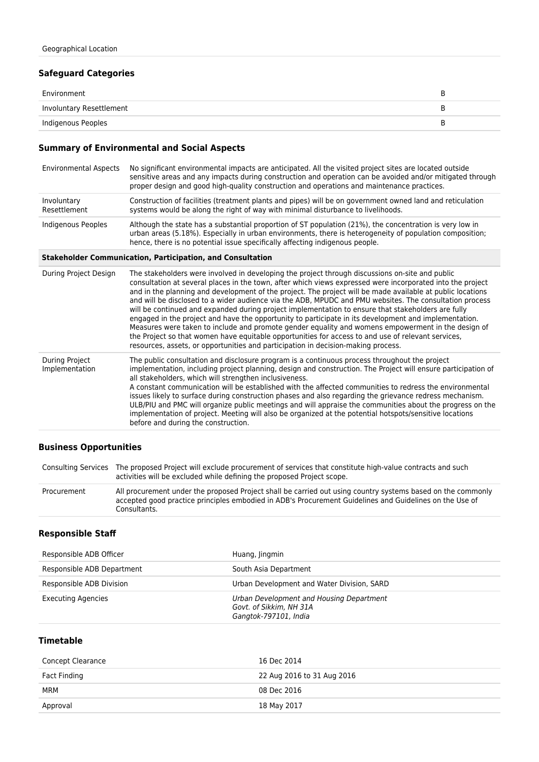| Geographical Location | |
|---|---|

### Safeguard Categories

| Environment | B |
|---|---|
| Involuntary Resettlement | B |
| Indigenous Peoples | B |

### Summary of Environmental and Social Aspects

| Environmental Aspects | No significant environmental impacts are anticipated. All the visited project sites are located outside sensitive areas and any impacts during construction and operation can be avoided and/or mitigated through proper design and good high-quality construction and operations and maintenance practices. |
|---|---|
| Involuntary Resettlement | Construction of facilities (treatment plants and pipes) will be on government owned land and reticulation systems would be along the right of way with minimal disturbance to livelihoods. |
| Indigenous Peoples | Although the state has a substantial proportion of ST population (21%), the concentration is very low in urban areas (5.18%). Especially in urban environments, there is heterogeneity of population composition; hence, there is no potential issue specifically affecting indigenous people. |
| **Stakeholder Communication, Participation, and Consultation** | |
| During Project Design | The stakeholders were involved in developing the project through discussions on-site and public consultation at several places in the town, after which views expressed were incorporated into the project and in the planning and development of the project. The project will be made available at public locations and will be disclosed to a wider audience via the ADB, MPUDC and PMU websites. The consultation process will be continued and expanded during project implementation to ensure that stakeholders are fully engaged in the project and have the opportunity to participate in its development and implementation. Measures were taken to include and promote gender equality and womens empowerment in the design of the Project so that women have equitable opportunities for access to and use of relevant services, resources, assets, or opportunities and participation in decision-making process. |
| During Project Implementation | The public consultation and disclosure program is a continuous process throughout the project implementation, including project planning, design and construction. The Project will ensure participation of all stakeholders, which will strengthen inclusiveness.<br>A constant communication will be established with the affected communities to redress the environmental issues likely to surface during construction phases and also regarding the grievance redress mechanism. ULB/PIU and PMC will organize public meetings and will appraise the communities about the progress on the implementation of project. Meeting will also be organized at the potential hotspots/sensitive locations before and during the construction. |

### Business Opportunities

| Consulting Services | The proposed Project will exclude procurement of services that constitute high-value contracts and such activities will be excluded while defining the proposed Project scope. |
|---|---|
| Procurement | All procurement under the proposed Project shall be carried out using country systems based on the commonly accepted good practice principles embodied in ADB's Procurement Guidelines and Guidelines on the Use of Consultants. |

### Responsible Staff

| Responsible ADB Officer | Huang, Jingmin |
|---|---|
| Responsible ADB Department | South Asia Department |
| Responsible ADB Division | Urban Development and Water Division, SARD |
| Executing Agencies | *Urban Development and Housing Department*<br>*Govt. of Sikkim, NH 31A*<br>*Gangtok-797101, India* |

### Timetable

| Concept Clearance | 16 Dec 2014 |
|---|---|
| Fact Finding | 22 Aug 2016 to 31 Aug 2016 |
| MRM | 08 Dec 2016 |
| Approval | 18 May 2017 |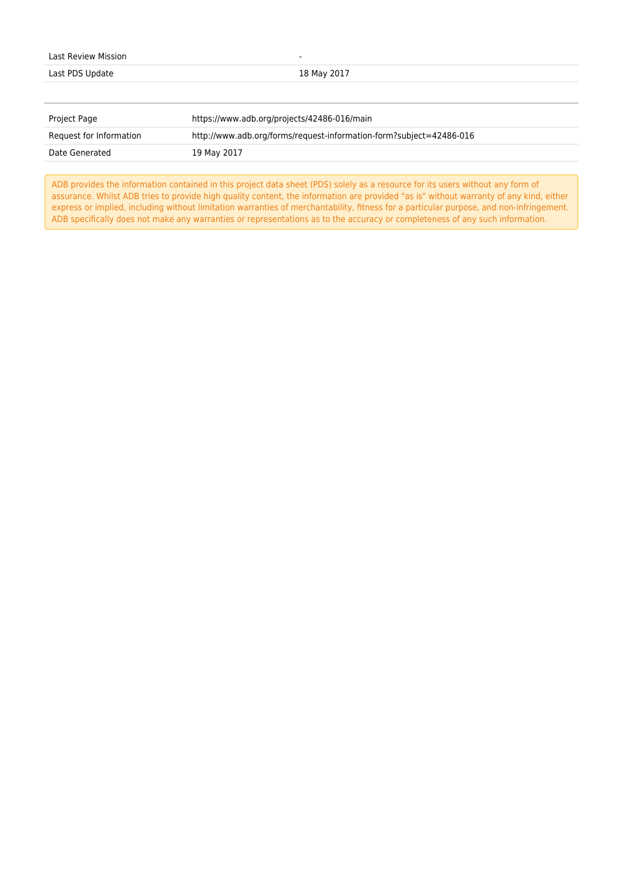| | |
| --- | --- |
| Last Review Mission | - |
| Last PDS Update | 18 May 2017 |

| | |
| --- | --- |
| Project Page | https://www.adb.org/projects/42486-016/main |
| Request for Information | http://www.adb.org/forms/request-information-form?subject=42486-016 |
| Date Generated | 19 May 2017 |

ADB provides the information contained in this project data sheet (PDS) solely as a resource for its users without any form of assurance. Whilst ADB tries to provide high quality content, the information are provided "as is" without warranty of any kind, either express or implied, including without limitation warranties of merchantability, fitness for a particular purpose, and non-infringement. ADB specifically does not make any warranties or representations as to the accuracy or completeness of any such information.